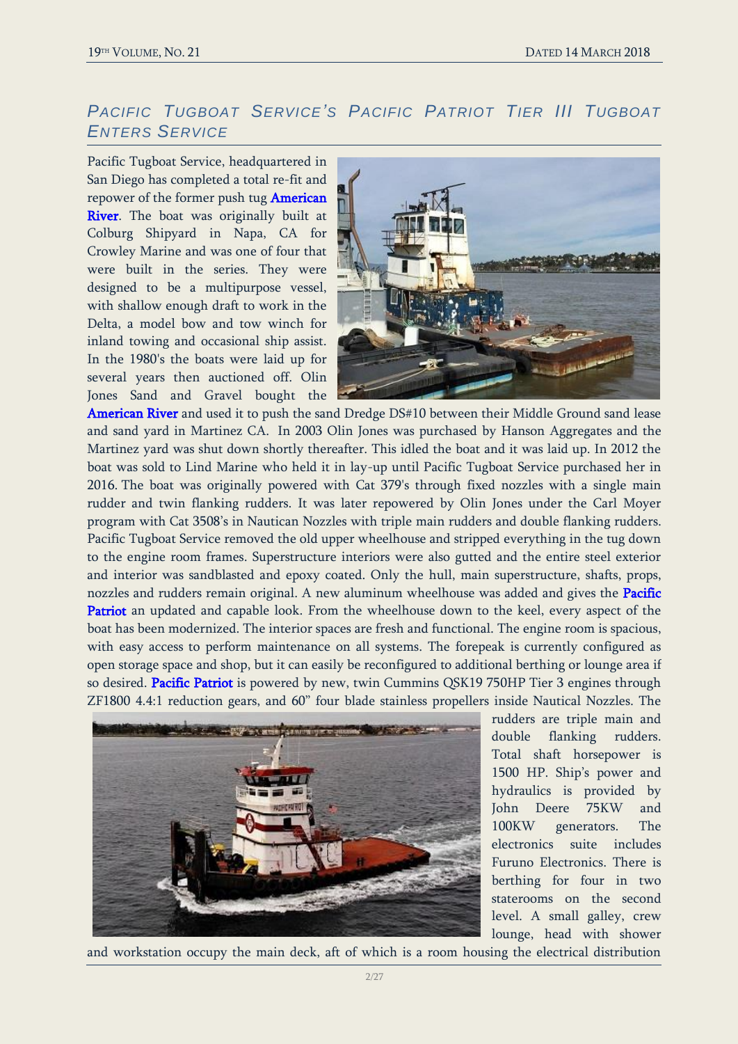## *Pacific Tugboat Service's Pacific Patriot Tier III Tugboat Enters Service*

Pacific Tugboat Service, headquartered in San Diego has completed a total re-fit and repower of the former push tug American River. The boat was originally built at Colburg Shipyard in Napa, CA for Crowley Marine and was one of four that were built in the series. They were designed to be a multipurpose vessel, with shallow enough draft to work in the Delta, a model bow and tow winch for inland towing and occasional ship assist. In the 1980's the boats were laid up for several years then auctioned off. Olin Jones Sand and Gravel bought the American River and used it to push the sand Dredge DS#10 between their Middle Ground sand lease and sand yard in Martinez CA. In 2003 Olin Jones was purchased by Hanson Aggregates and the Martinez yard was shut down shortly thereafter. This idled the boat and it was laid up. In 2012 the boat was sold to Lind Marine who held it in lay-up until Pacific Tugboat Service purchased her in 2016. The boat was originally powered with Cat 379's through fixed nozzles with a single main rudder and twin flanking rudders. It was later repowered by Olin Jones under the Carl Moyer program with Cat 3508's in Nautican Nozzles with triple main rudders and double flanking rudders. Pacific Tugboat Service removed the old upper wheelhouse and stripped everything in the tug down to the engine room frames. Superstructure interiors were also gutted and the entire steel exterior and interior was sandblasted and epoxy coated. Only the hull, main superstructure, shafts, props, nozzles and rudders remain original. A new aluminum wheelhouse was added and gives the Pacific Patriot an updated and capable look. From the wheelhouse down to the keel, every aspect of the boat has been modernized. The interior spaces are fresh and functional. The engine room is spacious, with easy access to perform maintenance on all systems. The forepeak is currently configured as open storage space and shop, but it can easily be reconfigured to additional berthing or lounge area if so desired. Pacific Patriot is powered by new, twin Cummins QSK19 750HP Tier 3 engines through ZF1800 4.4:1 reduction gears, and 60" four blade stainless propellers inside Nautical Nozzles. The rudders are triple main and double flanking rudders. Total shaft horsepower is 1500 HP. Ship's power and hydraulics is provided by John Deere 75KW and 100KW generators. The electronics suite includes Furuno Electronics. There is berthing for four in two staterooms on the second level. A small galley, crew lounge, head with shower and workstation occupy the main deck, aft of which is a room housing the electrical distribution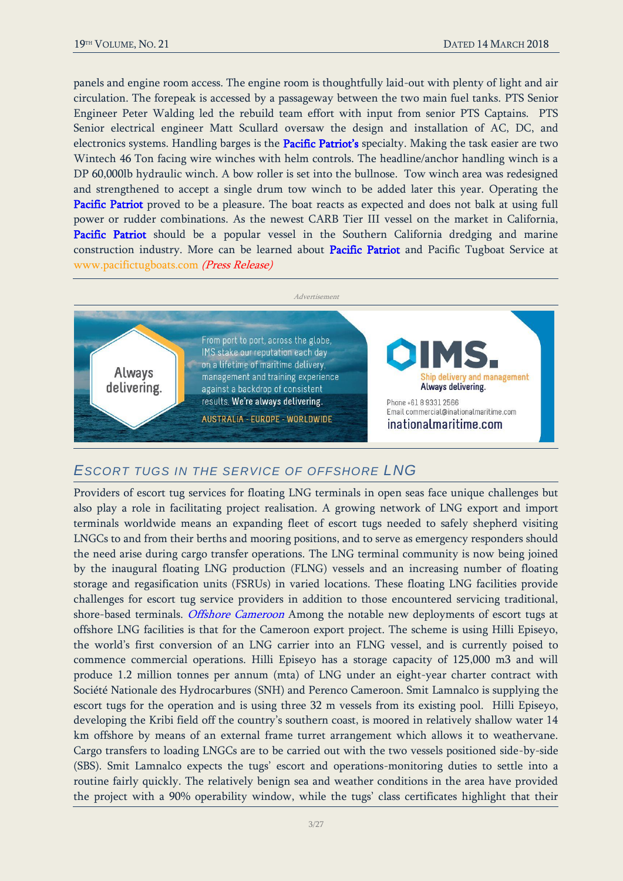panels and engine room access. The engine room is thoughtfully laid-out with plenty of light and air circulation. The forepeak is accessed by a passageway between the two main fuel tanks. PTS Senior Engineer Peter Walding led the rebuild team effort with input from senior PTS Captains. PTS Senior electrical engineer Matt Scullard oversaw the design and installation of AC, DC, and electronics systems. Handling barges is the **Pacific Patriot's** specialty. Making the task easier are two Wintech 46 Ton facing wire winches with helm controls. The headline/anchor handling winch is a DP 60,000lb hydraulic winch. A bow roller is set into the bullnose. Tow winch area was redesigned and strengthened to accept a single drum tow winch to be added later this year. Operating the Pacific Patriot proved to be a pleasure. The boat reacts as expected and does not balk at using full power or rudder combinations. As the newest CARB Tier III vessel on the market in California, Pacific Patriot should be a popular vessel in the Southern California dredging and marine construction industry. More can be learned about Pacific Patriot and Pacific Tugboat Service at www.pacifictugboats.com *(Press Release)*

*Advertisement*

Always delivering.

From port to port, across the globe, IMS stake our reputation each day on a lifetime of maritime delivery, management and training experience against a backdrop of consistent results. **We're always delivering.**

AUSTRALIA - EUROPE - WORLDWIDE

IMS. Ship delivery and management. Always delivering.

Phone +61 8 9331 2566
Email commercial@inationalmaritime.com
inationalmaritime.com

## ESCORT TUGS IN THE SERVICE OF OFFSHORE LNG

Providers of escort tug services for floating LNG terminals in open seas face unique challenges but also play a role in facilitating project realisation. A growing network of LNG export and import terminals worldwide means an expanding fleet of escort tugs needed to safely shepherd visiting LNGCs to and from their berths and mooring positions, and to serve as emergency responders should the need arise during cargo transfer operations. The LNG terminal community is now being joined by the inaugural floating LNG production (FLNG) vessels and an increasing number of floating storage and regasification units (FSRUs) in varied locations. These floating LNG facilities provide challenges for escort tug service providers in addition to those encountered servicing traditional, shore-based terminals. *Offshore Cameroon* Among the notable new deployments of escort tugs at offshore LNG facilities is that for the Cameroon export project. The scheme is using Hilli Episeyo, the world's first conversion of an LNG carrier into an FLNG vessel, and is currently poised to commence commercial operations. Hilli Episeyo has a storage capacity of 125,000 m3 and will produce 1.2 million tonnes per annum (mta) of LNG under an eight-year charter contract with Société Nationale des Hydrocarbures (SNH) and Perenco Cameroon. Smit Lamnalco is supplying the escort tugs for the operation and is using three 32 m vessels from its existing pool. Hilli Episeyo, developing the Kribi field off the country's southern coast, is moored in relatively shallow water 14 km offshore by means of an external frame turret arrangement which allows it to weathervane. Cargo transfers to loading LNGCs are to be carried out with the two vessels positioned side-by-side (SBS). Smit Lamnalco expects the tugs' escort and operations-monitoring duties to settle into a routine fairly quickly. The relatively benign sea and weather conditions in the area have provided the project with a 90% operability window, while the tugs' class certificates highlight that their